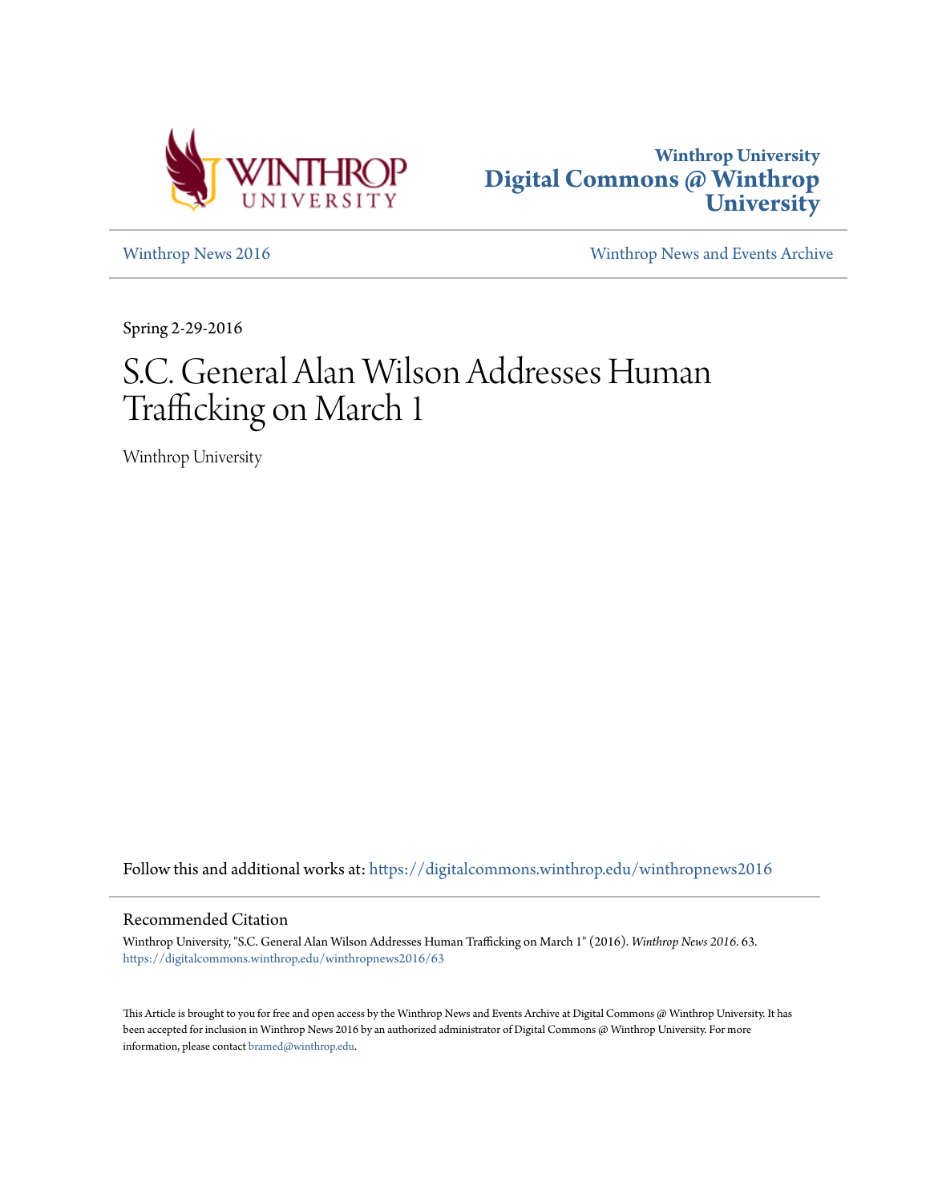Winthrop University
Digital Commons @ Winthrop University

Winthrop News 2016 | Winthrop News and Events Archive

Spring 2-29-2016

# S.C. General Alan Wilson Addresses Human Trafficking on March 1

Winthrop University

Follow this and additional works at: https://digitalcommons.winthrop.edu/winthropnews2016

## Recommended Citation

Winthrop University, "S.C. General Alan Wilson Addresses Human Trafficking on March 1" (2016). *Winthrop News 2016*. 63.
https://digitalcommons.winthrop.edu/winthropnews2016/63

This Article is brought to you for free and open access by the Winthrop News and Events Archive at Digital Commons @ Winthrop University. It has been accepted for inclusion in Winthrop News 2016 by an authorized administrator of Digital Commons @ Winthrop University. For more information, please contact bramed@winthrop.edu.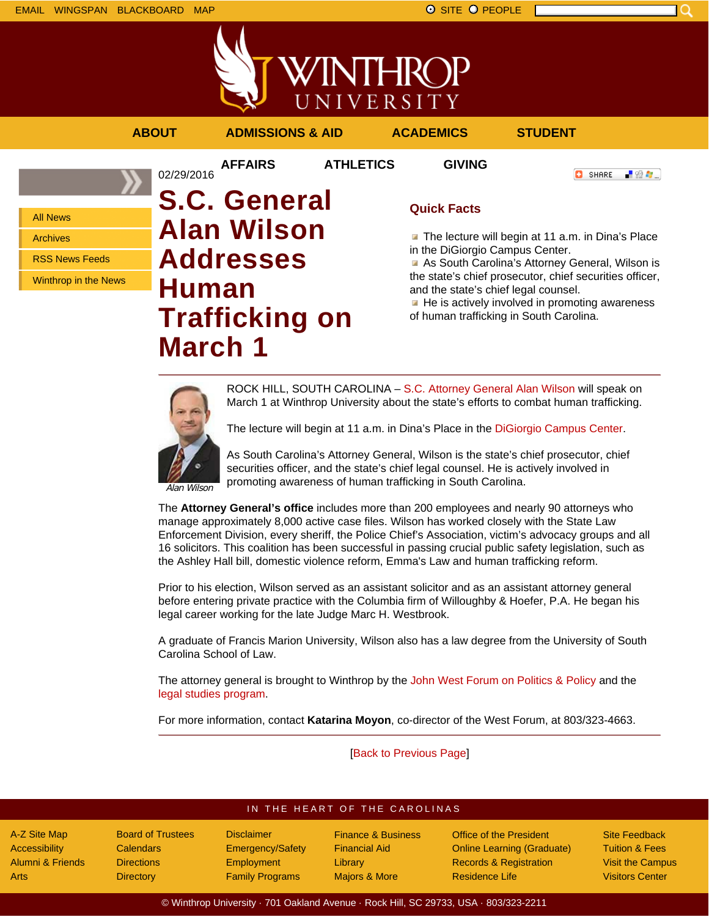EMAIL WINGSPAN BLACKBOARD MAP

SITE PEOPLE

WINTHROP UNIVERSITY

ABOUT ADMISSIONS & AID ACADEMICS STUDENT AFFAIRS ATHLETICS GIVING

- All News
- Archives
- RSS News Feeds
- Winthrop in the News

02/29/2016

# S.C. General Alan Wilson Addresses Human Trafficking on March 1

## Quick Facts

- The lecture will begin at 11 a.m. in Dina's Place in the DiGiorgio Campus Center.
- As South Carolina's Attorney General, Wilson is the state's chief prosecutor, chief securities officer, and the state's chief legal counsel.
- He is actively involved in promoting awareness of human trafficking in South Carolina.

---

*Alan Wilson*

ROCK HILL, SOUTH CAROLINA – S.C. Attorney General Alan Wilson will speak on March 1 at Winthrop University about the state's efforts to combat human trafficking.

The lecture will begin at 11 a.m. in Dina's Place in the DiGiorgio Campus Center.

As South Carolina's Attorney General, Wilson is the state's chief prosecutor, chief securities officer, and the state's chief legal counsel. He is actively involved in promoting awareness of human trafficking in South Carolina.

The **Attorney General's office** includes more than 200 employees and nearly 90 attorneys who manage approximately 8,000 active case files. Wilson has worked closely with the State Law Enforcement Division, every sheriff, the Police Chief's Association, victim's advocacy groups and all 16 solicitors. This coalition has been successful in passing crucial public safety legislation, such as the Ashley Hall bill, domestic violence reform, Emma's Law and human trafficking reform.

Prior to his election, Wilson served as an assistant solicitor and as an assistant attorney general before entering private practice with the Columbia firm of Willoughby & Hoefer, P.A. He began his legal career working for the late Judge Marc H. Westbrook.

A graduate of Francis Marion University, Wilson also has a law degree from the University of South Carolina School of Law.

The attorney general is brought to Winthrop by the John West Forum on Politics & Policy and the legal studies program.

For more information, contact **Katarina Moyon**, co-director of the West Forum, at 803/323-4663.

---

[Back to Previous Page]

IN THE HEART OF THE CAROLINAS

A-Z Site Map, Accessibility, Alumni & Friends, Arts, Board of Trustees, Calendars, Directions, Directory, Disclaimer, Emergency/Safety, Employment, Family Programs, Finance & Business, Financial Aid, Library, Majors & More, Office of the President, Online Learning (Graduate), Records & Registration, Residence Life, Site Feedback, Tuition & Fees, Visit the Campus, Visitors Center

© Winthrop University · 701 Oakland Avenue · Rock Hill, SC 29733, USA · 803/323-2211